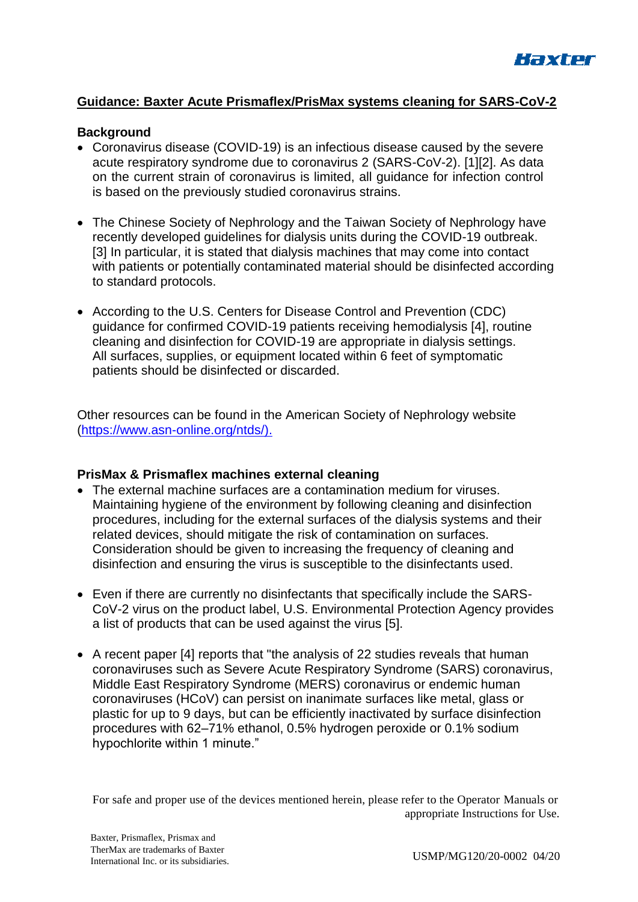Baxter

## Guidance: Baxter Acute Prismaflex/PrisMax systems cleaning for SARS-CoV-2

### Background

- Coronavirus disease (COVID-19) is an infectious disease caused by the severe acute respiratory syndrome due to coronavirus 2 (SARS-CoV-2). [1][2]. As data on the current strain of coronavirus is limited, all guidance for infection control is based on the previously studied coronavirus strains.

- The Chinese Society of Nephrology and the Taiwan Society of Nephrology have recently developed guidelines for dialysis units during the COVID-19 outbreak. [3] In particular, it is stated that dialysis machines that may come into contact with patients or potentially contaminated material should be disinfected according to standard protocols.

- According to the U.S. Centers for Disease Control and Prevention (CDC) guidance for confirmed COVID-19 patients receiving hemodialysis [4], routine cleaning and disinfection for COVID-19 are appropriate in dialysis settings. All surfaces, supplies, or equipment located within 6 feet of symptomatic patients should be disinfected or discarded.

Other resources can be found in the American Society of Nephrology website (https://www.asn-online.org/ntds/).

### PrisMax & Prismaflex machines external cleaning

- The external machine surfaces are a contamination medium for viruses. Maintaining hygiene of the environment by following cleaning and disinfection procedures, including for the external surfaces of the dialysis systems and their related devices, should mitigate the risk of contamination on surfaces. Consideration should be given to increasing the frequency of cleaning and disinfection and ensuring the virus is susceptible to the disinfectants used.

- Even if there are currently no disinfectants that specifically include the SARS-CoV-2 virus on the product label, U.S. Environmental Protection Agency provides a list of products that can be used against the virus [5].

- A recent paper [4] reports that "the analysis of 22 studies reveals that human coronaviruses such as Severe Acute Respiratory Syndrome (SARS) coronavirus, Middle East Respiratory Syndrome (MERS) coronavirus or endemic human coronaviruses (HCoV) can persist on inanimate surfaces like metal, glass or plastic for up to 9 days, but can be efficiently inactivated by surface disinfection procedures with 62–71% ethanol, 0.5% hydrogen peroxide or 0.1% sodium hypochlorite within 1 minute."

For safe and proper use of the devices mentioned herein, please refer to the Operator Manuals or appropriate Instructions for Use.

Baxter, Prismaflex, Prismax and TherMax are trademarks of Baxter International Inc. or its subsidiaries.

USMP/MG120/20-0002 04/20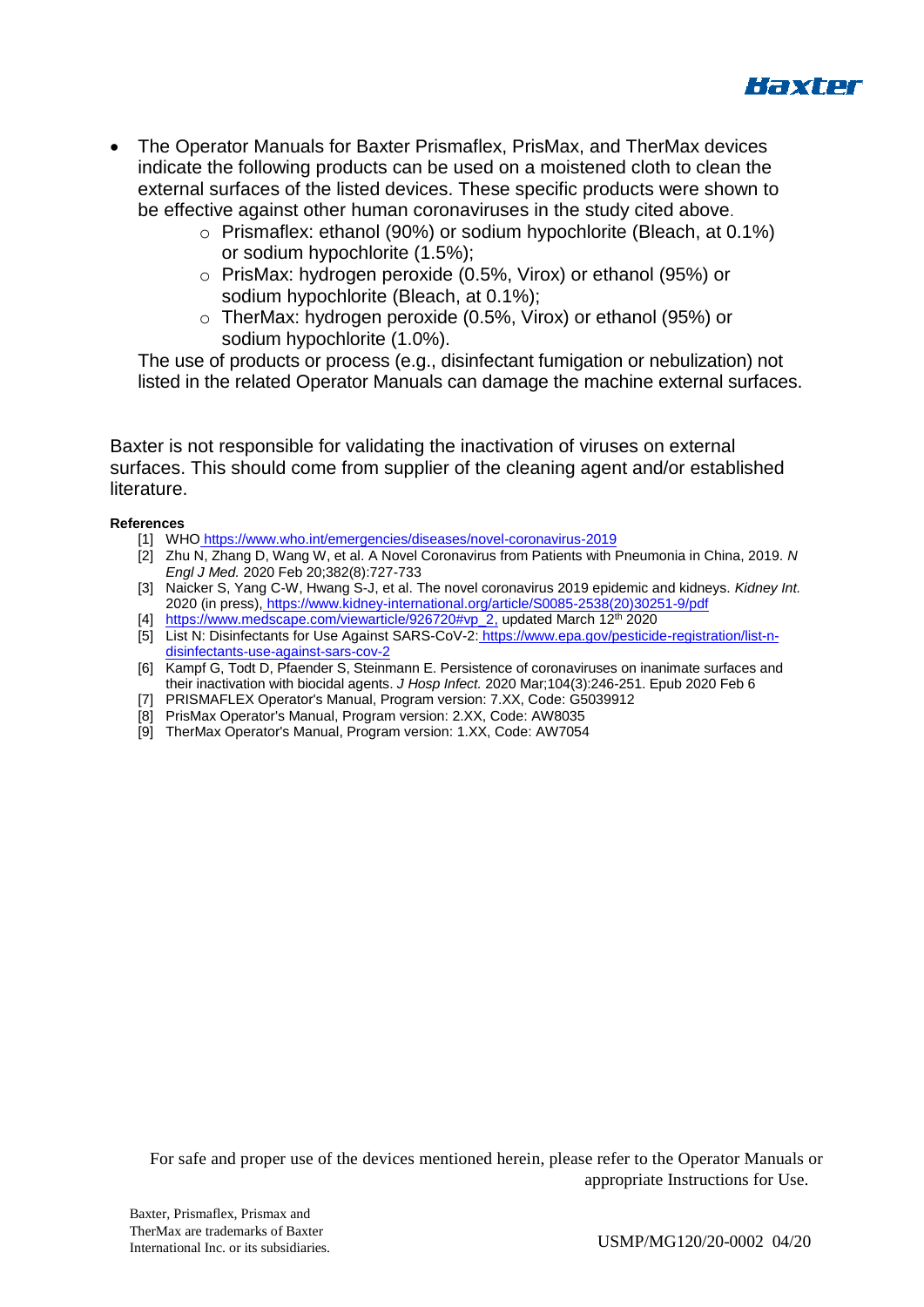- The Operator Manuals for Baxter Prismaflex, PrisMax, and TherMax devices indicate the following products can be used on a moistened cloth to clean the external surfaces of the listed devices. These specific products were shown to be effective against other human coronaviruses in the study cited above.
    - Prismaflex: ethanol (90%) or sodium hypochlorite (Bleach, at 0.1%) or sodium hypochlorite (1.5%);
    - PrisMax: hydrogen peroxide (0.5%, Virox) or ethanol (95%) or sodium hypochlorite (Bleach, at 0.1%);
    - TherMax: hydrogen peroxide (0.5%, Virox) or ethanol (95%) or sodium hypochlorite (1.0%).

  The use of products or process (e.g., disinfectant fumigation or nebulization) not listed in the related Operator Manuals can damage the machine external surfaces.

Baxter is not responsible for validating the inactivation of viruses on external surfaces. This should come from supplier of the cleaning agent and/or established literature.

**References**

[1] WHO https://www.who.int/emergencies/diseases/novel-coronavirus-2019

[2] Zhu N, Zhang D, Wang W, et al. A Novel Coronavirus from Patients with Pneumonia in China, 2019. *N Engl J Med.* 2020 Feb 20;382(8):727-733

[3] Naicker S, Yang C-W, Hwang S-J, et al. The novel coronavirus 2019 epidemic and kidneys. *Kidney Int.* 2020 (in press), https://www.kidney-international.org/article/S0085-2538(20)30251-9/pdf

[4] https://www.medscape.com/viewarticle/926720#vp_2, updated March 12th 2020

[5] List N: Disinfectants for Use Against SARS-CoV-2: https://www.epa.gov/pesticide-registration/list-n-disinfectants-use-against-sars-cov-2

[6] Kampf G, Todt D, Pfaender S, Steinmann E. Persistence of coronaviruses on inanimate surfaces and their inactivation with biocidal agents. *J Hosp Infect.* 2020 Mar;104(3):246-251. Epub 2020 Feb 6

[7] PRISMAFLEX Operator's Manual, Program version: 7.XX, Code: G5039912

[8] PrisMax Operator's Manual, Program version: 2.XX, Code: AW8035

[9] TherMax Operator's Manual, Program version: 1.XX, Code: AW7054

For safe and proper use of the devices mentioned herein, please refer to the Operator Manuals or appropriate Instructions for Use.

Baxter, Prismaflex, Prismax and TherMax are trademarks of Baxter International Inc. or its subsidiaries.

USMP/MG120/20-0002 04/20